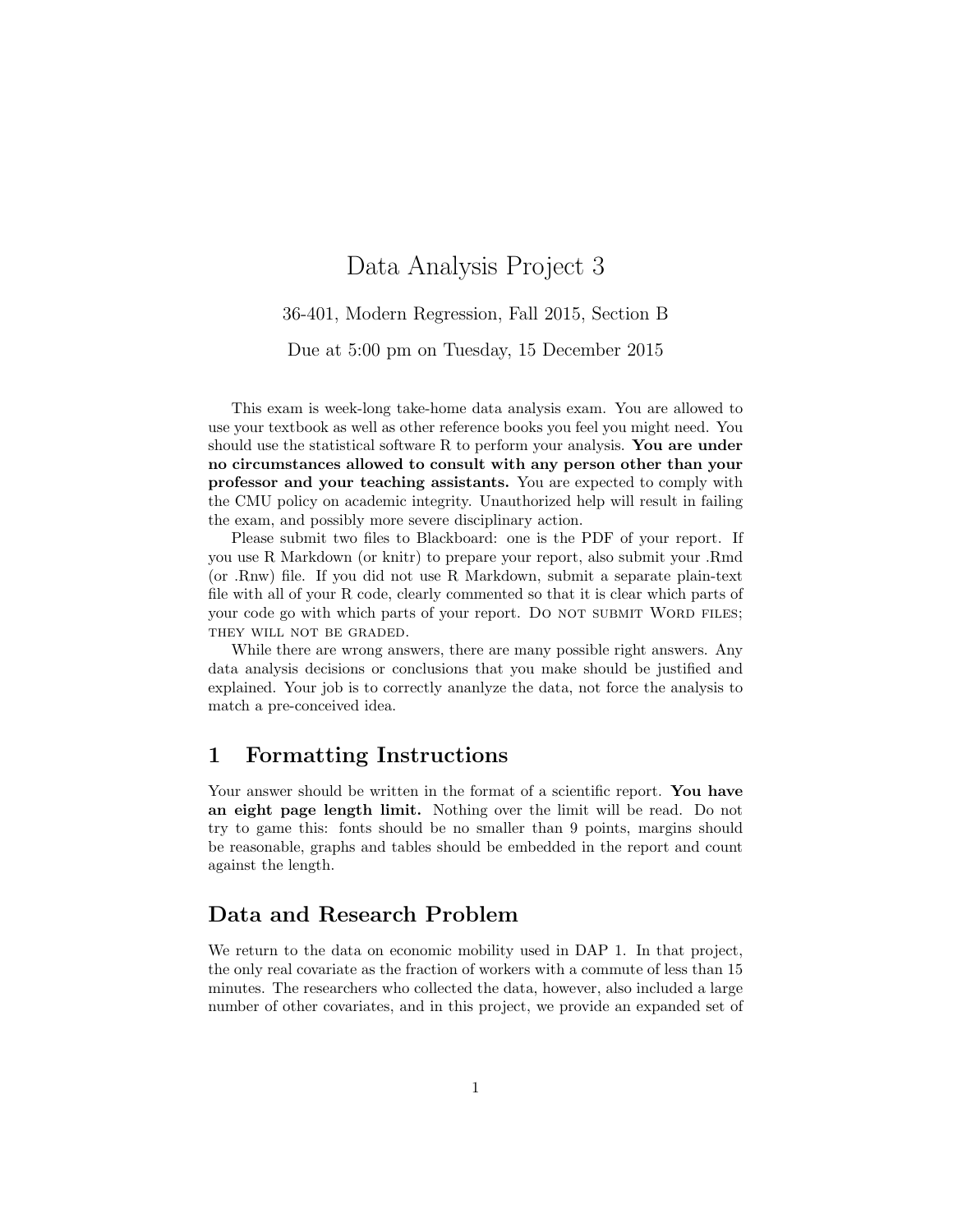# Data Analysis Project 3

36-401, Modern Regression, Fall 2015, Section B

Due at 5:00 pm on Tuesday, 15 December 2015

This exam is week-long take-home data analysis exam. You are allowed to use your textbook as well as other reference books you feel you might need. You should use the statistical software R to perform your analysis. **You are under no circumstances allowed to consult with any person other than your professor and your teaching assistants.** You are expected to comply with the CMU policy on academic integrity. Unauthorized help will result in failing the exam, and possibly more severe disciplinary action.

Please submit two files to Blackboard: one is the PDF of your report. If you use R Markdown (or knitr) to prepare your report, also submit your .Rmd (or .Rnw) file. If you did not use R Markdown, submit a separate plain-text file with all of your R code, clearly commented so that it is clear which parts of your code go with which parts of your report. Do not submit Word files; they will not be graded.

While there are wrong answers, there are many possible right answers. Any data analysis decisions or conclusions that you make should be justified and explained. Your job is to correctly ananlyze the data, not force the analysis to match a pre-conceived idea.

## 1 Formatting Instructions

Your answer should be written in the format of a scientific report. **You have an eight page length limit.** Nothing over the limit will be read. Do not try to game this: fonts should be no smaller than 9 points, margins should be reasonable, graphs and tables should be embedded in the report and count against the length.

## Data and Research Problem

We return to the data on economic mobility used in DAP 1. In that project, the only real covariate as the fraction of workers with a commute of less than 15 minutes. The researchers who collected the data, however, also included a large number of other covariates, and in this project, we provide an expanded set of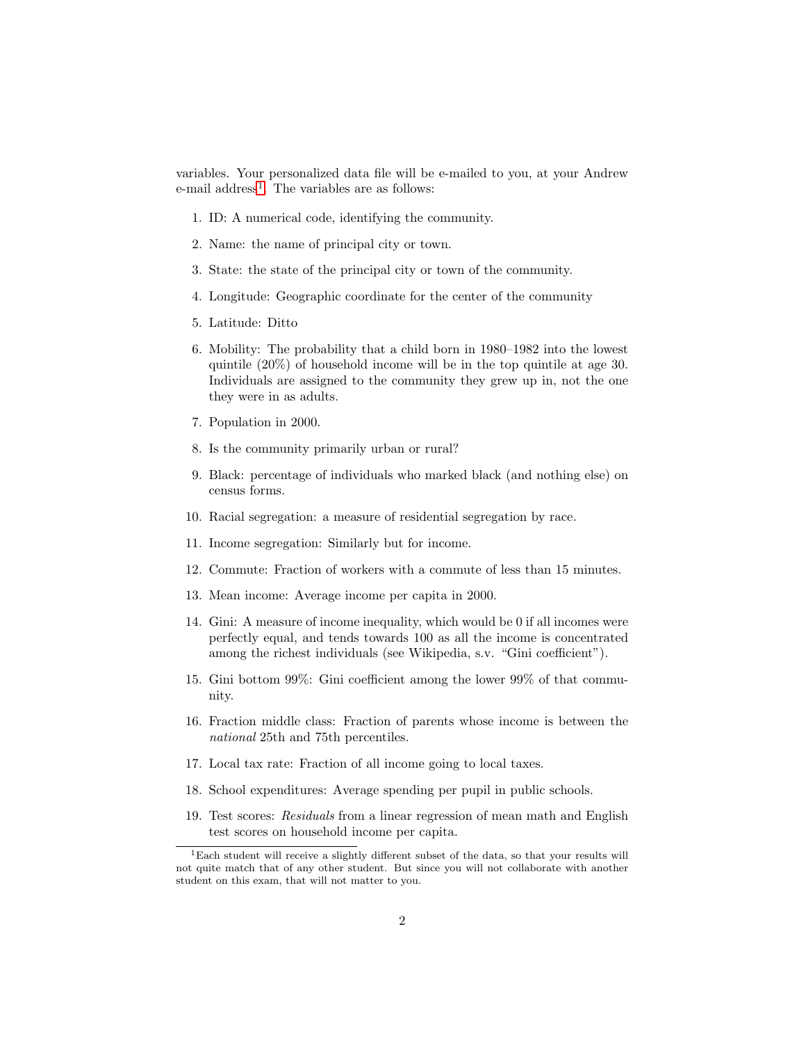variables. Your personalized data file will be e-mailed to you, at your Andrew e-mail address[1]. The variables are as follows:

1. ID: A numerical code, identifying the community.
2. Name: the name of principal city or town.
3. State: the state of the principal city or town of the community.
4. Longitude: Geographic coordinate for the center of the community
5. Latitude: Ditto
6. Mobility: The probability that a child born in 1980–1982 into the lowest quintile (20%) of household income will be in the top quintile at age 30. Individuals are assigned to the community they grew up in, not the one they were in as adults.
7. Population in 2000.
8. Is the community primarily urban or rural?
9. Black: percentage of individuals who marked black (and nothing else) on census forms.
10. Racial segregation: a measure of residential segregation by race.
11. Income segregation: Similarly but for income.
12. Commute: Fraction of workers with a commute of less than 15 minutes.
13. Mean income: Average income per capita in 2000.
14. Gini: A measure of income inequality, which would be 0 if all incomes were perfectly equal, and tends towards 100 as all the income is concentrated among the richest individuals (see Wikipedia, s.v. "Gini coefficient").
15. Gini bottom 99%: Gini coefficient among the lower 99% of that community.
16. Fraction middle class: Fraction of parents whose income is between the *national* 25th and 75th percentiles.
17. Local tax rate: Fraction of all income going to local taxes.
18. School expenditures: Average spending per pupil in public schools.
19. Test scores: *Residuals* from a linear regression of mean math and English test scores on household income per capita.

[1] Each student will receive a slightly different subset of the data, so that your results will not quite match that of any other student. But since you will not collaborate with another student on this exam, that will not matter to you.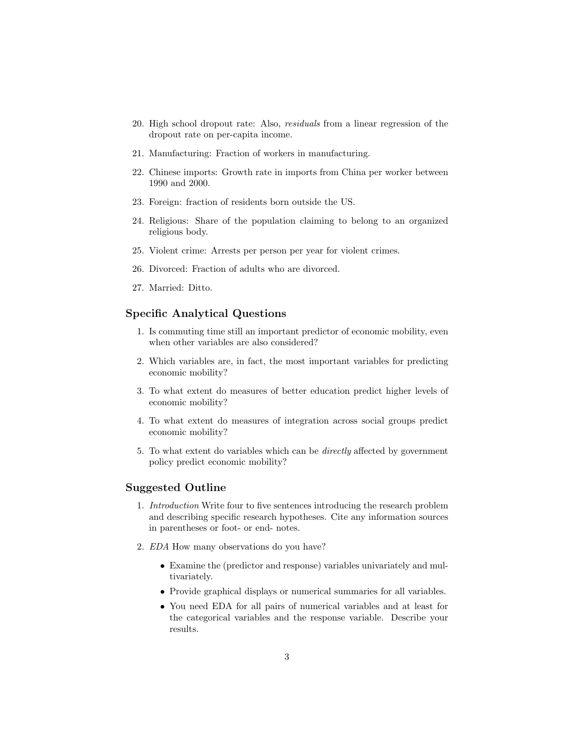20. High school dropout rate: Also, *residuals* from a linear regression of the dropout rate on per-capita income.

21. Manufacturing: Fraction of workers in manufacturing.

22. Chinese imports: Growth rate in imports from China per worker between 1990 and 2000.

23. Foreign: fraction of residents born outside the US.

24. Religious: Share of the population claiming to belong to an organized religious body.

25. Violent crime: Arrests per person per year for violent crimes.

26. Divorced: Fraction of adults who are divorced.

27. Married: Ditto.

## Specific Analytical Questions

1. Is commuting time still an important predictor of economic mobility, even when other variables are also considered?

2. Which variables are, in fact, the most important variables for predicting economic mobility?

3. To what extent do measures of better education predict higher levels of economic mobility?

4. To what extent do measures of integration across social groups predict economic mobility?

5. To what extent do variables which can be *directly* affected by government policy predict economic mobility?

## Suggested Outline

1. *Introduction* Write four to five sentences introducing the research problem and describing specific research hypotheses. Cite any information sources in parentheses or foot- or end- notes.

2. *EDA* How many observations do you have?

   - Examine the (predictor and response) variables univariately and multivariately.
   - Provide graphical displays or numerical summaries for all variables.
   - You need EDA for all pairs of numerical variables and at least for the categorical variables and the response variable. Describe your results.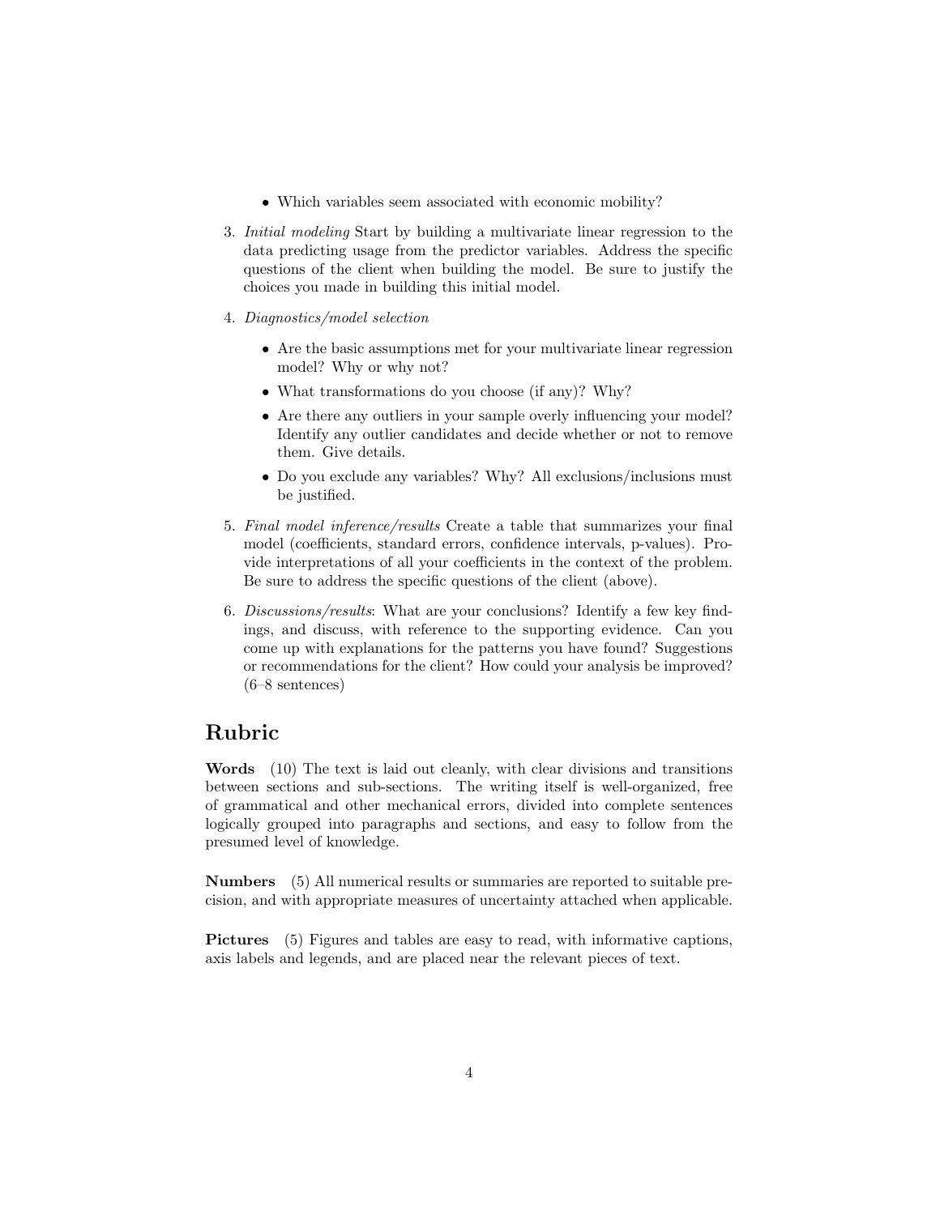- Which variables seem associated with economic mobility?

3. *Initial modeling* Start by building a multivariate linear regression to the data predicting usage from the predictor variables. Address the specific questions of the client when building the model. Be sure to justify the choices you made in building this initial model.

4. *Diagnostics/model selection*

   - Are the basic assumptions met for your multivariate linear regression model? Why or why not?
   - What transformations do you choose (if any)? Why?
   - Are there any outliers in your sample overly influencing your model? Identify any outlier candidates and decide whether or not to remove them. Give details.
   - Do you exclude any variables? Why? All exclusions/inclusions must be justified.

5. *Final model inference/results* Create a table that summarizes your final model (coefficients, standard errors, confidence intervals, p-values). Provide interpretations of all your coefficients in the context of the problem. Be sure to address the specific questions of the client (above).

6. *Discussions/results*: What are your conclusions? Identify a few key findings, and discuss, with reference to the supporting evidence. Can you come up with explanations for the patterns you have found? Suggestions or recommendations for the client? How could your analysis be improved? (6–8 sentences)

## Rubric

**Words** (10) The text is laid out cleanly, with clear divisions and transitions between sections and sub-sections. The writing itself is well-organized, free of grammatical and other mechanical errors, divided into complete sentences logically grouped into paragraphs and sections, and easy to follow from the presumed level of knowledge.

**Numbers** (5) All numerical results or summaries are reported to suitable precision, and with appropriate measures of uncertainty attached when applicable.

**Pictures** (5) Figures and tables are easy to read, with informative captions, axis labels and legends, and are placed near the relevant pieces of text.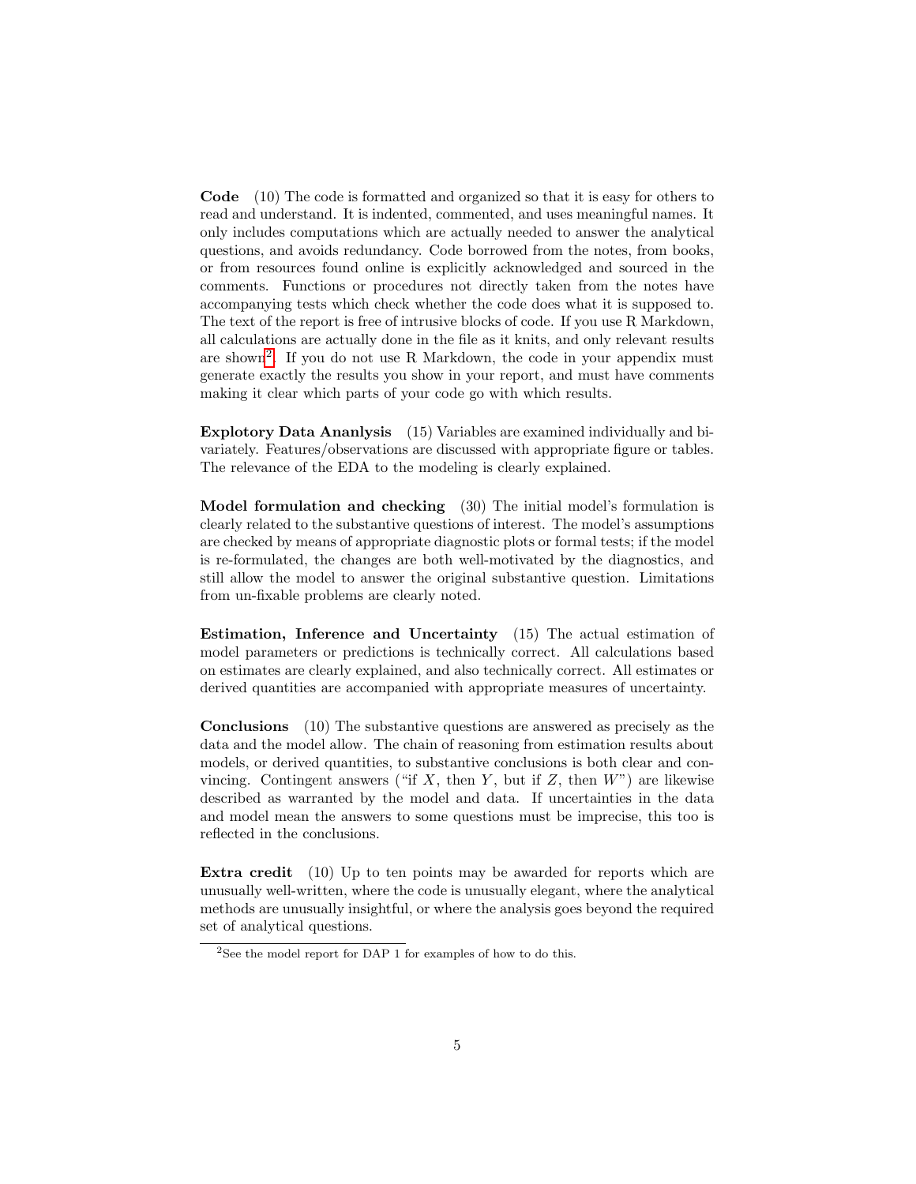**Code** (10) The code is formatted and organized so that it is easy for others to read and understand. It is indented, commented, and uses meaningful names. It only includes computations which are actually needed to answer the analytical questions, and avoids redundancy. Code borrowed from the notes, from books, or from resources found online is explicitly acknowledged and sourced in the comments. Functions or procedures not directly taken from the notes have accompanying tests which check whether the code does what it is supposed to. The text of the report is free of intrusive blocks of code. If you use R Markdown, all calculations are actually done in the file as it knits, and only relevant results are shown[2]. If you do not use R Markdown, the code in your appendix must generate exactly the results you show in your report, and must have comments making it clear which parts of your code go with which results.

**Explotory Data Ananlysis** (15) Variables are examined individually and bivariately. Features/observations are discussed with appropriate figure or tables. The relevance of the EDA to the modeling is clearly explained.

**Model formulation and checking** (30) The initial model's formulation is clearly related to the substantive questions of interest. The model's assumptions are checked by means of appropriate diagnostic plots or formal tests; if the model is re-formulated, the changes are both well-motivated by the diagnostics, and still allow the model to answer the original substantive question. Limitations from un-fixable problems are clearly noted.

**Estimation, Inference and Uncertainty** (15) The actual estimation of model parameters or predictions is technically correct. All calculations based on estimates are clearly explained, and also technically correct. All estimates or derived quantities are accompanied with appropriate measures of uncertainty.

**Conclusions** (10) The substantive questions are answered as precisely as the data and the model allow. The chain of reasoning from estimation results about models, or derived quantities, to substantive conclusions is both clear and convincing. Contingent answers ("if $X$, then $Y$, but if $Z$, then $W$") are likewise described as warranted by the model and data. If uncertainties in the data and model mean the answers to some questions must be imprecise, this too is reflected in the conclusions.

**Extra credit** (10) Up to ten points may be awarded for reports which are unusually well-written, where the code is unusually elegant, where the analytical methods are unusually insightful, or where the analysis goes beyond the required set of analytical questions.

[2] See the model report for DAP 1 for examples of how to do this.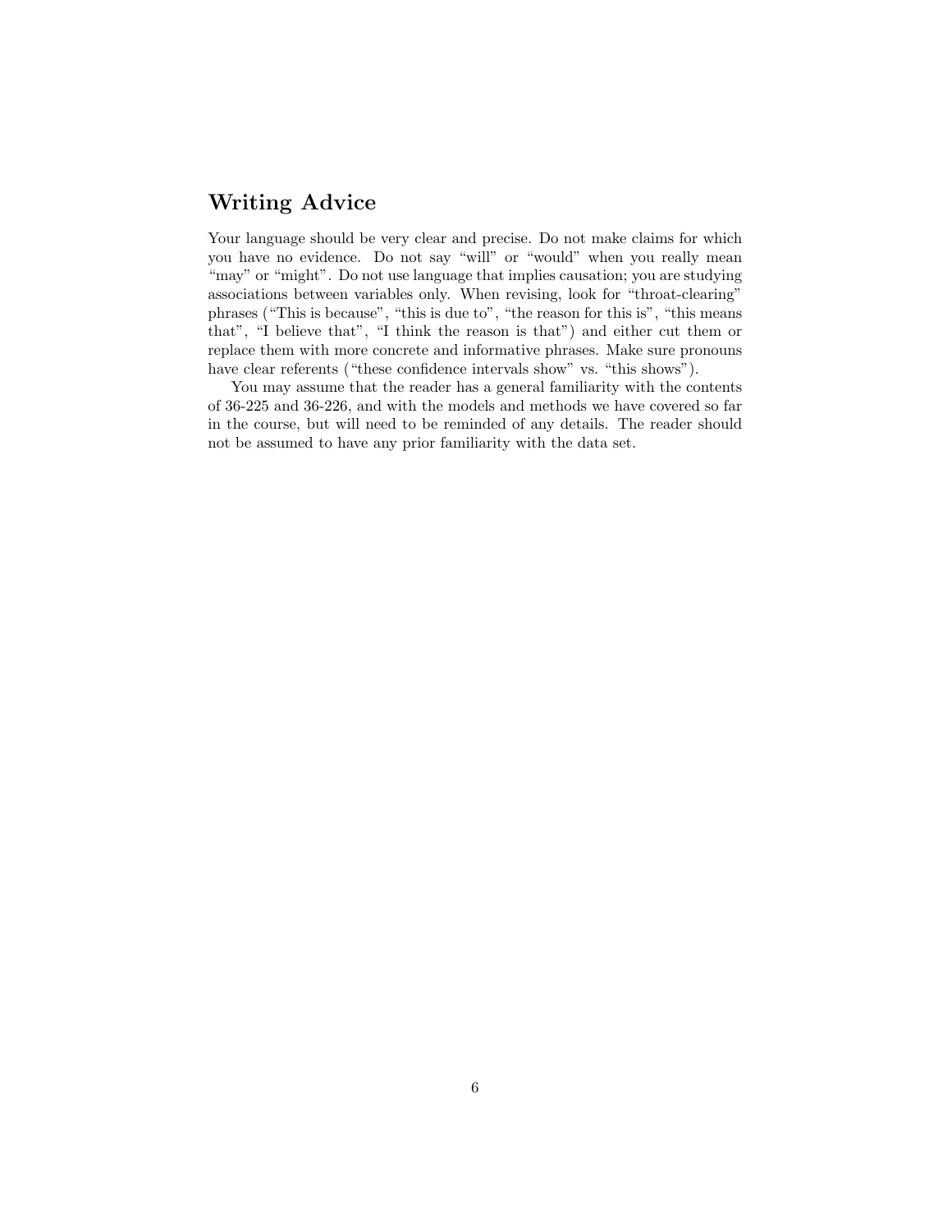## Writing Advice

Your language should be very clear and precise. Do not make claims for which you have no evidence. Do not say "will" or "would" when you really mean "may" or "might". Do not use language that implies causation; you are studying associations between variables only. When revising, look for "throat-clearing" phrases ("This is because", "this is due to", "the reason for this is", "this means that", "I believe that", "I think the reason is that") and either cut them or replace them with more concrete and informative phrases. Make sure pronouns have clear referents ("these confidence intervals show" vs. "this shows").

You may assume that the reader has a general familiarity with the contents of 36-225 and 36-226, and with the models and methods we have covered so far in the course, but will need to be reminded of any details. The reader should not be assumed to have any prior familiarity with the data set.